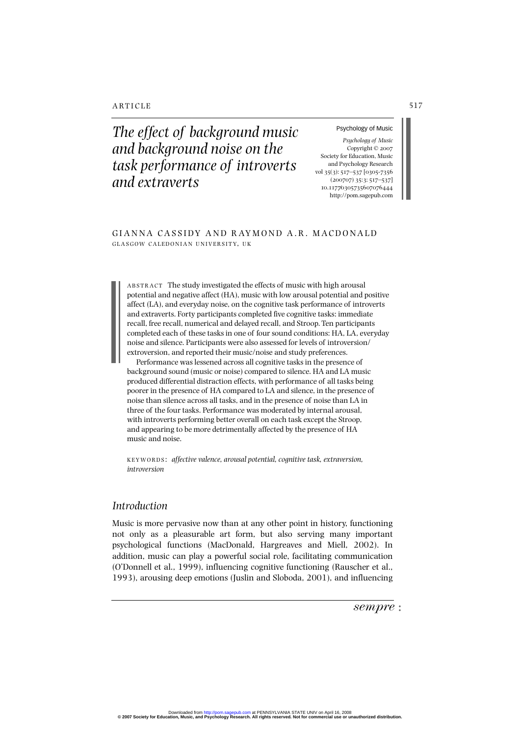ARTICLE

# *The effect of background music and background noise on the task performance of introverts and extraverts*

GIANNA CASSIDY AND RAYMOND A.R. MACDONALD
GLASGOW CALEDONIAN UNIVERSITY, UK

ABSTRACT The study investigated the effects of music with high arousal potential and negative affect (HA), music with low arousal potential and positive affect (LA), and everyday noise, on the cognitive task performance of introverts and extraverts. Forty participants completed five cognitive tasks: immediate recall, free recall, numerical and delayed recall, and Stroop. Ten participants completed each of these tasks in one of four sound conditions: HA, LA, everyday noise and silence. Participants were also assessed for levels of introversion/extroversion, and reported their music/noise and study preferences.

Performance was lessened across all cognitive tasks in the presence of background sound (music or noise) compared to silence. HA and LA music produced differential distraction effects, with performance of all tasks being poorer in the presence of HA compared to LA and silence, in the presence of noise than silence across all tasks, and in the presence of noise than LA in three of the four tasks. Performance was moderated by internal arousal, with introverts performing better overall on each task except the Stroop, and appearing to be more detrimentally affected by the presence of HA music and noise.

KEYWORDS: *affective valence, arousal potential, cognitive task, extraversion, introversion*

## *Introduction*

Music is more pervasive now than at any other point in history, functioning not only as a pleasurable art form, but also serving many important psychological functions (MacDonald, Hargreaves and Miell, 2002). In addition, music can play a powerful social role, facilitating communication (O'Donnell et al., 1999), influencing cognitive functioning (Rauscher et al., 1993), arousing deep emotions (Juslin and Sloboda, 2001), and influencing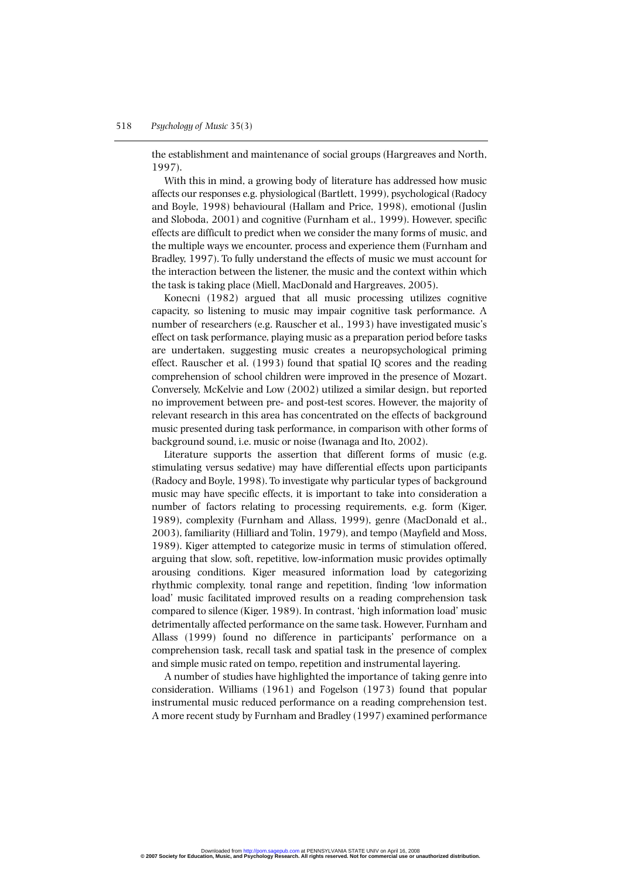the establishment and maintenance of social groups (Hargreaves and North, 1997).

With this in mind, a growing body of literature has addressed how music affects our responses e.g. physiological (Bartlett, 1999), psychological (Radocy and Boyle, 1998) behavioural (Hallam and Price, 1998), emotional (Juslin and Sloboda, 2001) and cognitive (Furnham et al., 1999). However, specific effects are difficult to predict when we consider the many forms of music, and the multiple ways we encounter, process and experience them (Furnham and Bradley, 1997). To fully understand the effects of music we must account for the interaction between the listener, the music and the context within which the task is taking place (Miell, MacDonald and Hargreaves, 2005).

Konecni (1982) argued that all music processing utilizes cognitive capacity, so listening to music may impair cognitive task performance. A number of researchers (e.g. Rauscher et al., 1993) have investigated music's effect on task performance, playing music as a preparation period before tasks are undertaken, suggesting music creates a neuropsychological priming effect. Rauscher et al. (1993) found that spatial IQ scores and the reading comprehension of school children were improved in the presence of Mozart. Conversely, McKelvie and Low (2002) utilized a similar design, but reported no improvement between pre- and post-test scores. However, the majority of relevant research in this area has concentrated on the effects of background music presented during task performance, in comparison with other forms of background sound, i.e. music or noise (Iwanaga and Ito, 2002).

Literature supports the assertion that different forms of music (e.g. stimulating versus sedative) may have differential effects upon participants (Radocy and Boyle, 1998). To investigate why particular types of background music may have specific effects, it is important to take into consideration a number of factors relating to processing requirements, e.g. form (Kiger, 1989), complexity (Furnham and Allass, 1999), genre (MacDonald et al., 2003), familiarity (Hilliard and Tolin, 1979), and tempo (Mayfield and Moss, 1989). Kiger attempted to categorize music in terms of stimulation offered, arguing that slow, soft, repetitive, low-information music provides optimally arousing conditions. Kiger measured information load by categorizing rhythmic complexity, tonal range and repetition, finding 'low information load' music facilitated improved results on a reading comprehension task compared to silence (Kiger, 1989). In contrast, 'high information load' music detrimentally affected performance on the same task. However, Furnham and Allass (1999) found no difference in participants' performance on a comprehension task, recall task and spatial task in the presence of complex and simple music rated on tempo, repetition and instrumental layering.

A number of studies have highlighted the importance of taking genre into consideration. Williams (1961) and Fogelson (1973) found that popular instrumental music reduced performance on a reading comprehension test. A more recent study by Furnham and Bradley (1997) examined performance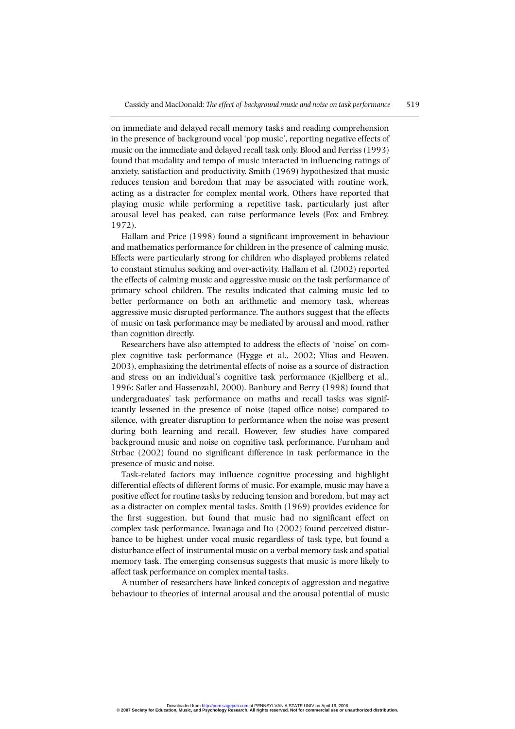on immediate and delayed recall memory tasks and reading comprehension in the presence of background vocal 'pop music', reporting negative effects of music on the immediate and delayed recall task only. Blood and Ferriss (1993) found that modality and tempo of music interacted in influencing ratings of anxiety, satisfaction and productivity. Smith (1969) hypothesized that music reduces tension and boredom that may be associated with routine work, acting as a distracter for complex mental work. Others have reported that playing music while performing a repetitive task, particularly just after arousal level has peaked, can raise performance levels (Fox and Embrey, 1972).

Hallam and Price (1998) found a significant improvement in behaviour and mathematics performance for children in the presence of calming music. Effects were particularly strong for children who displayed problems related to constant stimulus seeking and over-activity. Hallam et al. (2002) reported the effects of calming music and aggressive music on the task performance of primary school children. The results indicated that calming music led to better performance on both an arithmetic and memory task, whereas aggressive music disrupted performance. The authors suggest that the effects of music on task performance may be mediated by arousal and mood, rather than cognition directly.

Researchers have also attempted to address the effects of 'noise' on complex cognitive task performance (Hygge et al., 2002; Ylias and Heaven, 2003), emphasizing the detrimental effects of noise as a source of distraction and stress on an individual's cognitive task performance (Kjellberg et al., 1996: Sailer and Hassenzahl, 2000). Banbury and Berry (1998) found that undergraduates' task performance on maths and recall tasks was significantly lessened in the presence of noise (taped office noise) compared to silence, with greater disruption to performance when the noise was present during both learning and recall. However, few studies have compared background music and noise on cognitive task performance. Furnham and Strbac (2002) found no significant difference in task performance in the presence of music and noise.

Task-related factors may influence cognitive processing and highlight differential effects of different forms of music. For example, music may have a positive effect for routine tasks by reducing tension and boredom, but may act as a distracter on complex mental tasks. Smith (1969) provides evidence for the first suggestion, but found that music had no significant effect on complex task performance. Iwanaga and Ito (2002) found perceived disturbance to be highest under vocal music regardless of task type, but found a disturbance effect of instrumental music on a verbal memory task and spatial memory task. The emerging consensus suggests that music is more likely to affect task performance on complex mental tasks.

A number of researchers have linked concepts of aggression and negative behaviour to theories of internal arousal and the arousal potential of music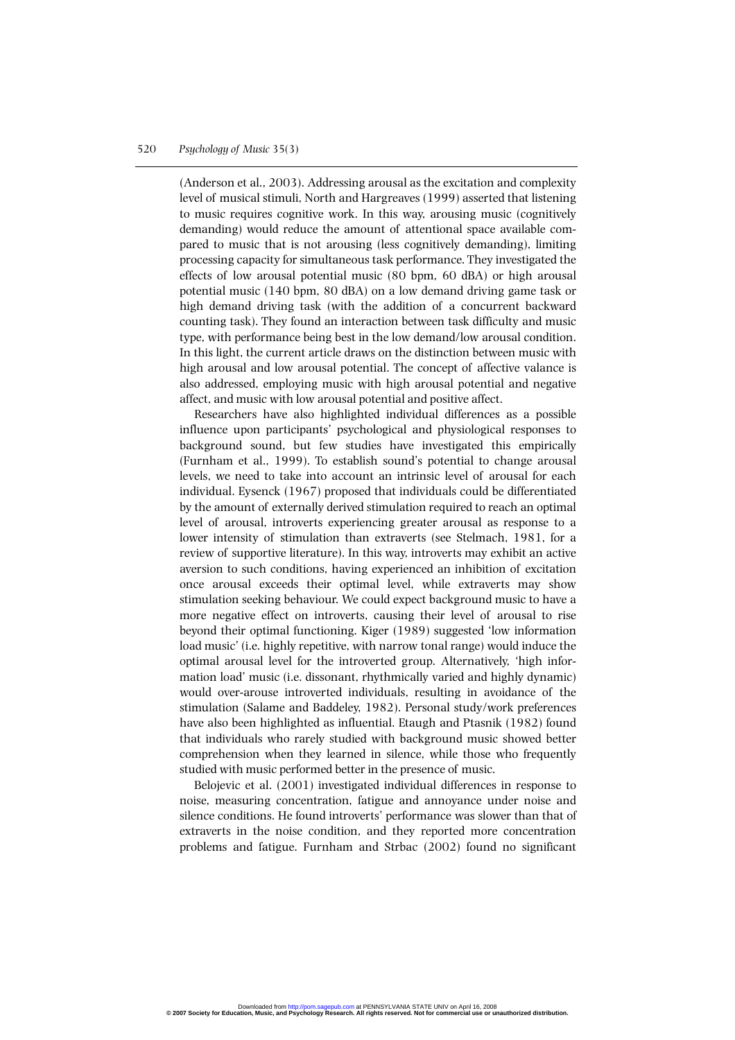(Anderson et al., 2003). Addressing arousal as the excitation and complexity level of musical stimuli, North and Hargreaves (1999) asserted that listening to music requires cognitive work. In this way, arousing music (cognitively demanding) would reduce the amount of attentional space available compared to music that is not arousing (less cognitively demanding), limiting processing capacity for simultaneous task performance. They investigated the effects of low arousal potential music (80 bpm, 60 dBA) or high arousal potential music (140 bpm, 80 dBA) on a low demand driving game task or high demand driving task (with the addition of a concurrent backward counting task). They found an interaction between task difficulty and music type, with performance being best in the low demand/low arousal condition. In this light, the current article draws on the distinction between music with high arousal and low arousal potential. The concept of affective valance is also addressed, employing music with high arousal potential and negative affect, and music with low arousal potential and positive affect.

Researchers have also highlighted individual differences as a possible influence upon participants' psychological and physiological responses to background sound, but few studies have investigated this empirically (Furnham et al., 1999). To establish sound's potential to change arousal levels, we need to take into account an intrinsic level of arousal for each individual. Eysenck (1967) proposed that individuals could be differentiated by the amount of externally derived stimulation required to reach an optimal level of arousal, introverts experiencing greater arousal as response to a lower intensity of stimulation than extraverts (see Stelmach, 1981, for a review of supportive literature). In this way, introverts may exhibit an active aversion to such conditions, having experienced an inhibition of excitation once arousal exceeds their optimal level, while extraverts may show stimulation seeking behaviour. We could expect background music to have a more negative effect on introverts, causing their level of arousal to rise beyond their optimal functioning. Kiger (1989) suggested 'low information load music' (i.e. highly repetitive, with narrow tonal range) would induce the optimal arousal level for the introverted group. Alternatively, 'high information load' music (i.e. dissonant, rhythmically varied and highly dynamic) would over-arouse introverted individuals, resulting in avoidance of the stimulation (Salame and Baddeley, 1982). Personal study/work preferences have also been highlighted as influential. Etaugh and Ptasnik (1982) found that individuals who rarely studied with background music showed better comprehension when they learned in silence, while those who frequently studied with music performed better in the presence of music.

Belojevic et al. (2001) investigated individual differences in response to noise, measuring concentration, fatigue and annoyance under noise and silence conditions. He found introverts' performance was slower than that of extraverts in the noise condition, and they reported more concentration problems and fatigue. Furnham and Strbac (2002) found no significant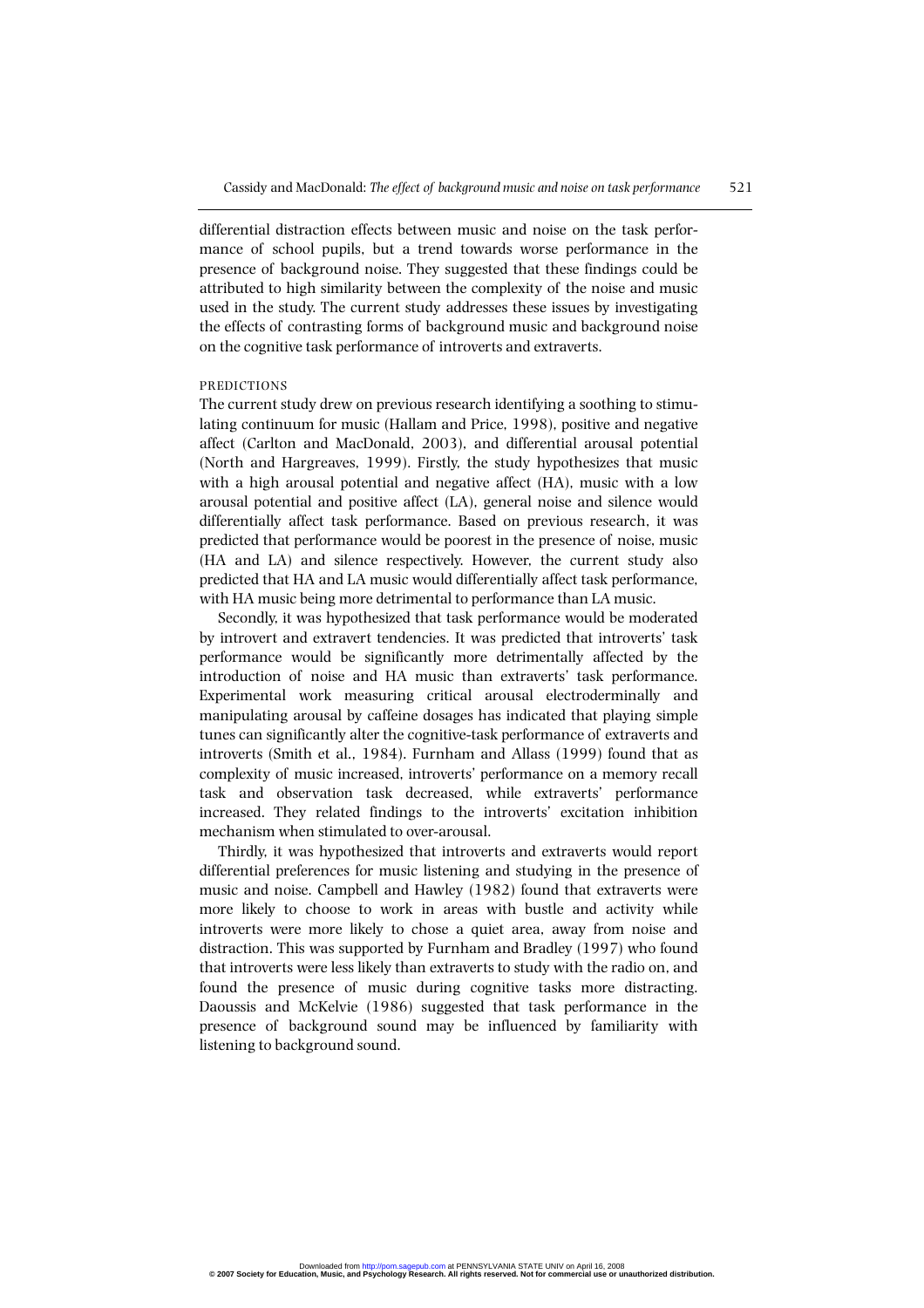differential distraction effects between music and noise on the task performance of school pupils, but a trend towards worse performance in the presence of background noise. They suggested that these findings could be attributed to high similarity between the complexity of the noise and music used in the study. The current study addresses these issues by investigating the effects of contrasting forms of background music and background noise on the cognitive task performance of introverts and extraverts.

### PREDICTIONS

The current study drew on previous research identifying a soothing to stimulating continuum for music (Hallam and Price, 1998), positive and negative affect (Carlton and MacDonald, 2003), and differential arousal potential (North and Hargreaves, 1999). Firstly, the study hypothesizes that music with a high arousal potential and negative affect (HA), music with a low arousal potential and positive affect (LA), general noise and silence would differentially affect task performance. Based on previous research, it was predicted that performance would be poorest in the presence of noise, music (HA and LA) and silence respectively. However, the current study also predicted that HA and LA music would differentially affect task performance, with HA music being more detrimental to performance than LA music.

Secondly, it was hypothesized that task performance would be moderated by introvert and extravert tendencies. It was predicted that introverts' task performance would be significantly more detrimentally affected by the introduction of noise and HA music than extraverts' task performance. Experimental work measuring critical arousal electroderminally and manipulating arousal by caffeine dosages has indicated that playing simple tunes can significantly alter the cognitive-task performance of extraverts and introverts (Smith et al., 1984). Furnham and Allass (1999) found that as complexity of music increased, introverts' performance on a memory recall task and observation task decreased, while extraverts' performance increased. They related findings to the introverts' excitation inhibition mechanism when stimulated to over-arousal.

Thirdly, it was hypothesized that introverts and extraverts would report differential preferences for music listening and studying in the presence of music and noise. Campbell and Hawley (1982) found that extraverts were more likely to choose to work in areas with bustle and activity while introverts were more likely to chose a quiet area, away from noise and distraction. This was supported by Furnham and Bradley (1997) who found that introverts were less likely than extraverts to study with the radio on, and found the presence of music during cognitive tasks more distracting. Daoussis and McKelvie (1986) suggested that task performance in the presence of background sound may be influenced by familiarity with listening to background sound.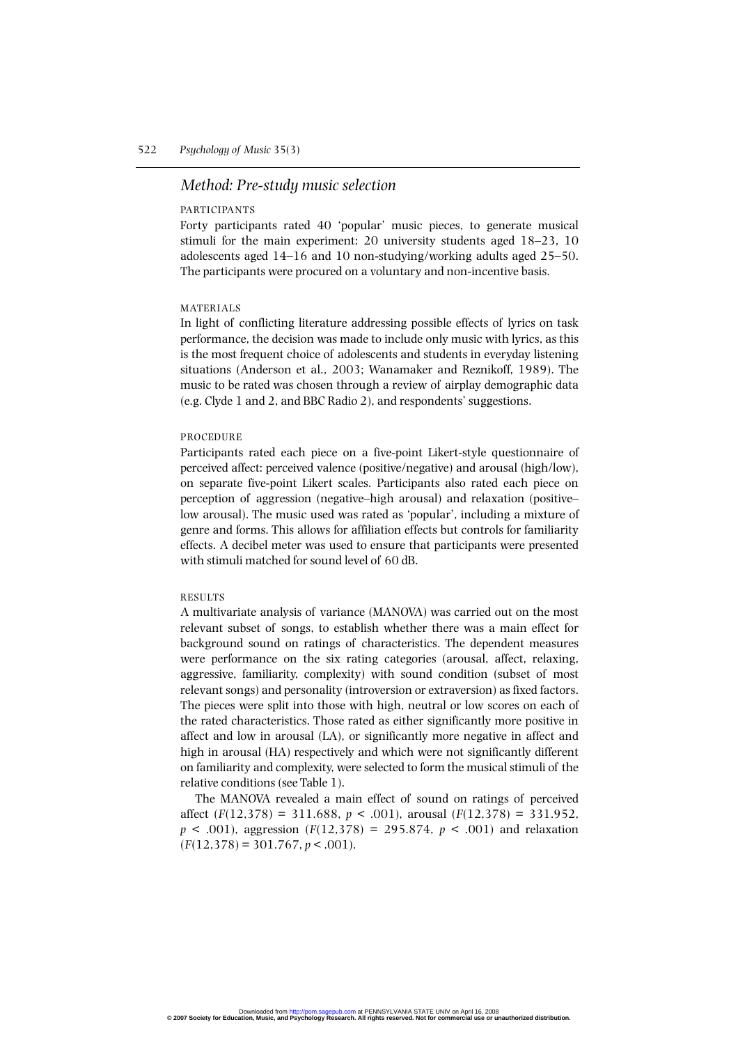## *Method: Pre-study music selection*

### PARTICIPANTS

Forty participants rated 40 'popular' music pieces, to generate musical stimuli for the main experiment: 20 university students aged 18–23, 10 adolescents aged 14–16 and 10 non-studying/working adults aged 25–50. The participants were procured on a voluntary and non-incentive basis.

### MATERIALS

In light of conflicting literature addressing possible effects of lyrics on task performance, the decision was made to include only music with lyrics, as this is the most frequent choice of adolescents and students in everyday listening situations (Anderson et al., 2003; Wanamaker and Reznikoff, 1989). The music to be rated was chosen through a review of airplay demographic data (e.g. Clyde 1 and 2, and BBC Radio 2), and respondents' suggestions.

### PROCEDURE

Participants rated each piece on a five-point Likert-style questionnaire of perceived affect: perceived valence (positive/negative) and arousal (high/low), on separate five-point Likert scales. Participants also rated each piece on perception of aggression (negative–high arousal) and relaxation (positive–low arousal). The music used was rated as 'popular', including a mixture of genre and forms. This allows for affiliation effects but controls for familiarity effects. A decibel meter was used to ensure that participants were presented with stimuli matched for sound level of 60 dB.

### RESULTS

A multivariate analysis of variance (MANOVA) was carried out on the most relevant subset of songs, to establish whether there was a main effect for background sound on ratings of characteristics. The dependent measures were performance on the six rating categories (arousal, affect, relaxing, aggressive, familiarity, complexity) with sound condition (subset of most relevant songs) and personality (introversion or extraversion) as fixed factors. The pieces were split into those with high, neutral or low scores on each of the rated characteristics. Those rated as either significantly more positive in affect and low in arousal (LA), or significantly more negative in affect and high in arousal (HA) respectively and which were not significantly different on familiarity and complexity, were selected to form the musical stimuli of the relative conditions (see Table 1).

The MANOVA revealed a main effect of sound on ratings of perceived affect ($F(12,378) = 311.688$, $p < .001$), arousal ($F(12,378) = 331.952$, $p < .001$), aggression ($F(12,378) = 295.874$, $p < .001$) and relaxation ($F(12,378) = 301.767$, $p < .001$).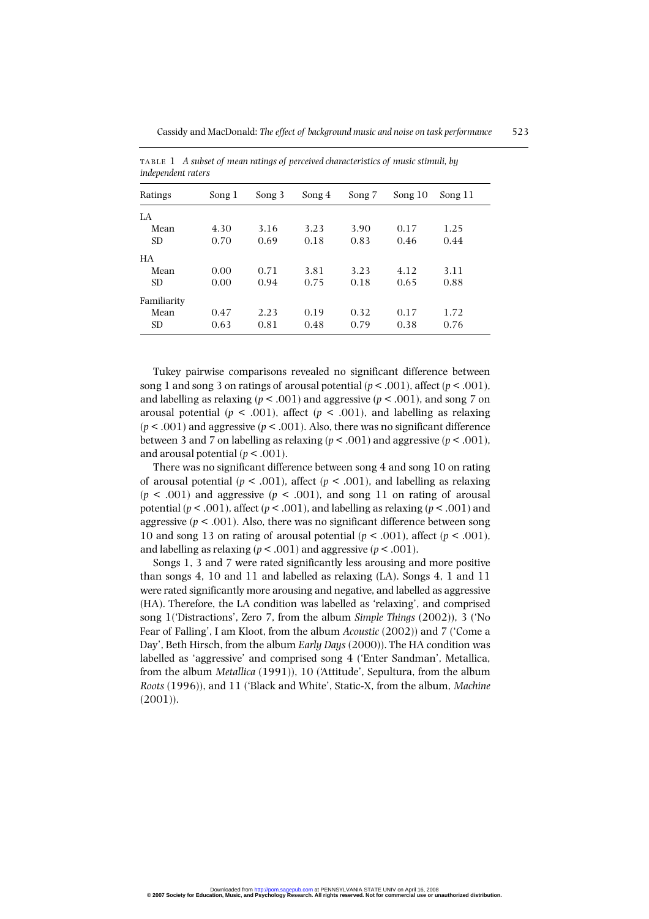TABLE 1 *A subset of mean ratings of perceived characteristics of music stimuli, by independent raters*

| Ratings | Song 1 | Song 3 | Song 4 | Song 7 | Song 10 | Song 11 |
|---|---|---|---|---|---|---|
| LA | | | | | | |
| Mean | 4.30 | 3.16 | 3.23 | 3.90 | 0.17 | 1.25 |
| SD | 0.70 | 0.69 | 0.18 | 0.83 | 0.46 | 0.44 |
| HA | | | | | | |
| Mean | 0.00 | 0.71 | 3.81 | 3.23 | 4.12 | 3.11 |
| SD | 0.00 | 0.94 | 0.75 | 0.18 | 0.65 | 0.88 |
| Familiarity | | | | | | |
| Mean | 0.47 | 2.23 | 0.19 | 0.32 | 0.17 | 1.72 |
| SD | 0.63 | 0.81 | 0.48 | 0.79 | 0.38 | 0.76 |

Tukey pairwise comparisons revealed no significant difference between song 1 and song 3 on ratings of arousal potential ($p < .001$), affect ($p < .001$), and labelling as relaxing ($p < .001$) and aggressive ($p < .001$), and song 7 on arousal potential ($p < .001$), affect ($p < .001$), and labelling as relaxing ($p < .001$) and aggressive ($p < .001$). Also, there was no significant difference between 3 and 7 on labelling as relaxing ($p < .001$) and aggressive ($p < .001$), and arousal potential ($p < .001$).

There was no significant difference between song 4 and song 10 on rating of arousal potential ($p < .001$), affect ($p < .001$), and labelling as relaxing ($p < .001$) and aggressive ($p < .001$), and song 11 on rating of arousal potential ($p < .001$), affect ($p < .001$), and labelling as relaxing ($p < .001$) and aggressive ($p < .001$). Also, there was no significant difference between song 10 and song 13 on rating of arousal potential ($p < .001$), affect ($p < .001$), and labelling as relaxing ($p < .001$) and aggressive ($p < .001$).

Songs 1, 3 and 7 were rated significantly less arousing and more positive than songs 4, 10 and 11 and labelled as relaxing (LA). Songs 4, 1 and 11 were rated significantly more arousing and negative, and labelled as aggressive (HA). Therefore, the LA condition was labelled as 'relaxing', and comprised song 1('Distractions', Zero 7, from the album *Simple Things* (2002)), 3 ('No Fear of Falling', I am Kloot, from the album *Acoustic* (2002)) and 7 ('Come a Day', Beth Hirsch, from the album *Early Days* (2000)). The HA condition was labelled as 'aggressive' and comprised song 4 ('Enter Sandman', Metallica, from the album *Metallica* (1991)), 10 ('Attitude', Sepultura, from the album *Roots* (1996)), and 11 ('Black and White', Static-X, from the album, *Machine* (2001)).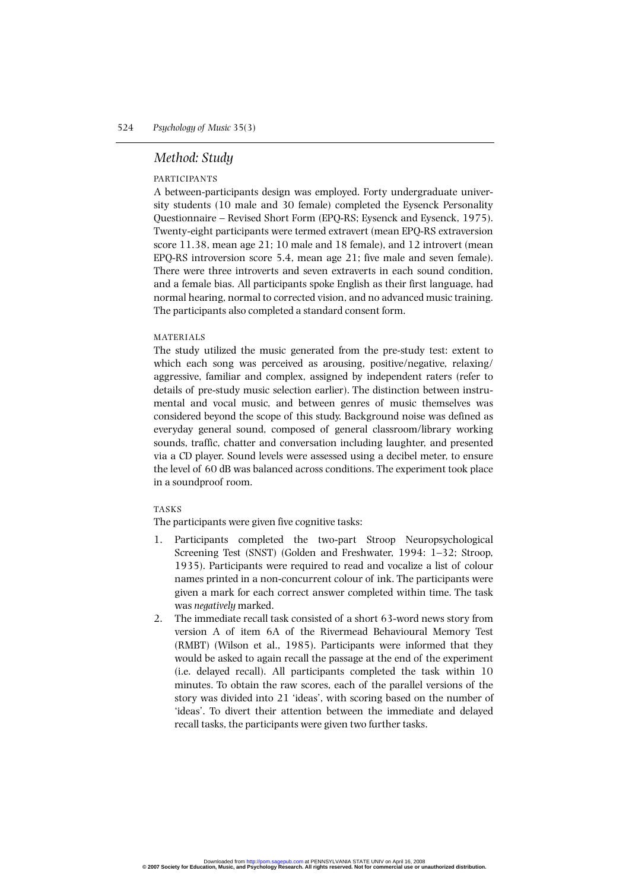## *Method: Study*

### PARTICIPANTS

A between-participants design was employed. Forty undergraduate university students (10 male and 30 female) completed the Eysenck Personality Questionnaire – Revised Short Form (EPQ-RS; Eysenck and Eysenck, 1975). Twenty-eight participants were termed extravert (mean EPQ-RS extraversion score 11.38, mean age 21; 10 male and 18 female), and 12 introvert (mean EPQ-RS introversion score 5.4, mean age 21; five male and seven female). There were three introverts and seven extraverts in each sound condition, and a female bias. All participants spoke English as their first language, had normal hearing, normal to corrected vision, and no advanced music training. The participants also completed a standard consent form.

### MATERIALS

The study utilized the music generated from the pre-study test: extent to which each song was perceived as arousing, positive/negative, relaxing/aggressive, familiar and complex, assigned by independent raters (refer to details of pre-study music selection earlier). The distinction between instrumental and vocal music, and between genres of music themselves was considered beyond the scope of this study. Background noise was defined as everyday general sound, composed of general classroom/library working sounds, traffic, chatter and conversation including laughter, and presented via a CD player. Sound levels were assessed using a decibel meter, to ensure the level of 60 dB was balanced across conditions. The experiment took place in a soundproof room.

### TASKS

The participants were given five cognitive tasks:

1. Participants completed the two-part Stroop Neuropsychological Screening Test (SNST) (Golden and Freshwater, 1994: 1–32; Stroop, 1935). Participants were required to read and vocalize a list of colour names printed in a non-concurrent colour of ink. The participants were given a mark for each correct answer completed within time. The task was *negatively* marked.
2. The immediate recall task consisted of a short 63-word news story from version A of item 6A of the Rivermead Behavioural Memory Test (RMBT) (Wilson et al., 1985). Participants were informed that they would be asked to again recall the passage at the end of the experiment (i.e. delayed recall). All participants completed the task within 10 minutes. To obtain the raw scores, each of the parallel versions of the story was divided into 21 'ideas', with scoring based on the number of 'ideas'. To divert their attention between the immediate and delayed recall tasks, the participants were given two further tasks.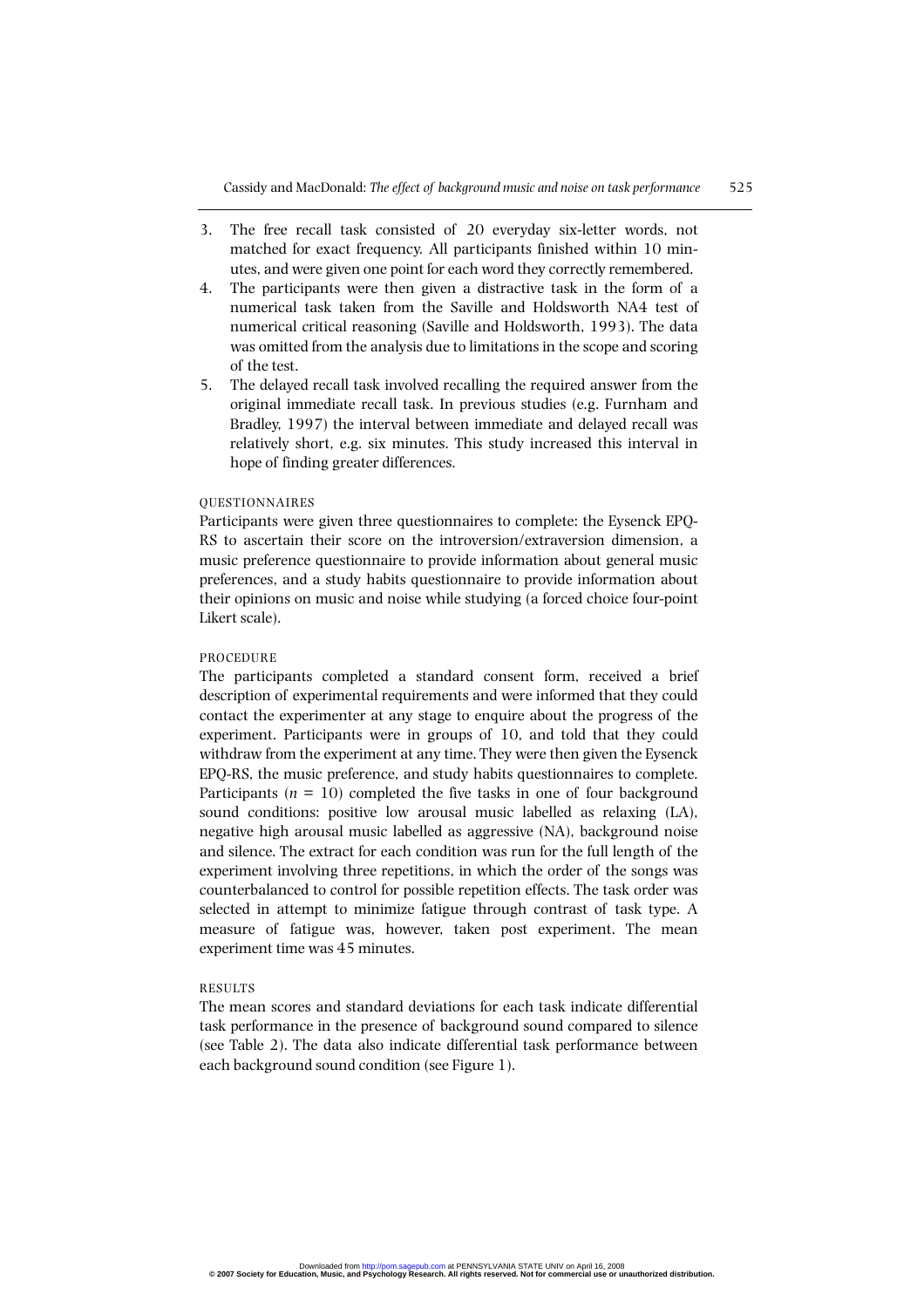3. The free recall task consisted of 20 everyday six-letter words, not matched for exact frequency. All participants finished within 10 minutes, and were given one point for each word they correctly remembered.
4. The participants were then given a distractive task in the form of a numerical task taken from the Saville and Holdsworth NA4 test of numerical critical reasoning (Saville and Holdsworth, 1993). The data was omitted from the analysis due to limitations in the scope and scoring of the test.
5. The delayed recall task involved recalling the required answer from the original immediate recall task. In previous studies (e.g. Furnham and Bradley, 1997) the interval between immediate and delayed recall was relatively short, e.g. six minutes. This study increased this interval in hope of finding greater differences.

### QUESTIONNAIRES

Participants were given three questionnaires to complete: the Eysenck EPQ-RS to ascertain their score on the introversion/extraversion dimension, a music preference questionnaire to provide information about general music preferences, and a study habits questionnaire to provide information about their opinions on music and noise while studying (a forced choice four-point Likert scale).

### PROCEDURE

The participants completed a standard consent form, received a brief description of experimental requirements and were informed that they could contact the experimenter at any stage to enquire about the progress of the experiment. Participants were in groups of 10, and told that they could withdraw from the experiment at any time. They were then given the Eysenck EPQ-RS, the music preference, and study habits questionnaires to complete. Participants ($n$ = 10) completed the five tasks in one of four background sound conditions: positive low arousal music labelled as relaxing (LA), negative high arousal music labelled as aggressive (NA), background noise and silence. The extract for each condition was run for the full length of the experiment involving three repetitions, in which the order of the songs was counterbalanced to control for possible repetition effects. The task order was selected in attempt to minimize fatigue through contrast of task type. A measure of fatigue was, however, taken post experiment. The mean experiment time was 45 minutes.

### RESULTS

The mean scores and standard deviations for each task indicate differential task performance in the presence of background sound compared to silence (see Table 2). The data also indicate differential task performance between each background sound condition (see Figure 1).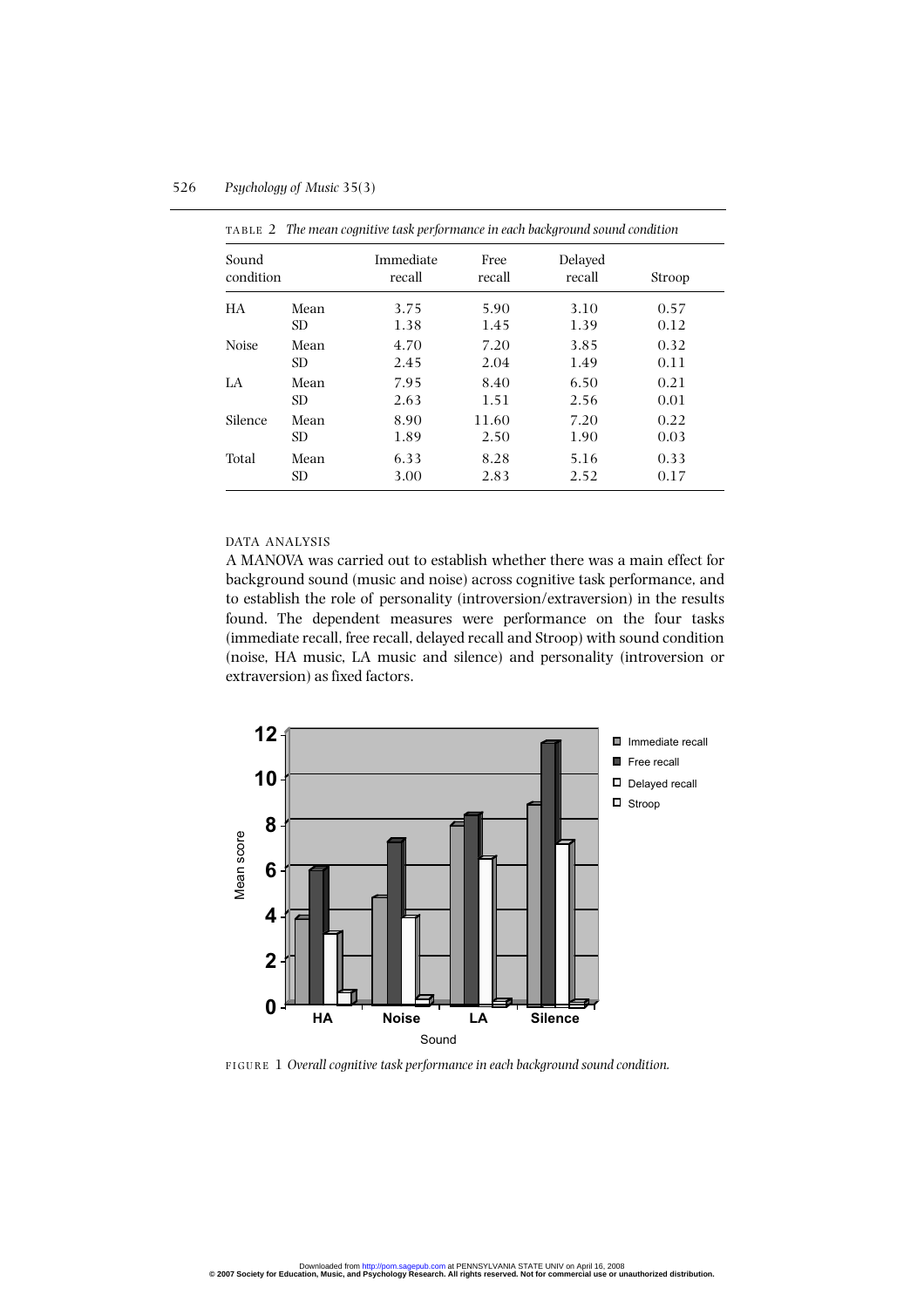TABLE 2 *The mean cognitive task performance in each background sound condition*

| Sound condition | | Immediate recall | Free recall | Delayed recall | Stroop |
|---|---|---|---|---|---|
| HA | Mean | 3.75 | 5.90 | 3.10 | 0.57 |
| | SD | 1.38 | 1.45 | 1.39 | 0.12 |
| Noise | Mean | 4.70 | 7.20 | 3.85 | 0.32 |
| | SD | 2.45 | 2.04 | 1.49 | 0.11 |
| LA | Mean | 7.95 | 8.40 | 6.50 | 0.21 |
| | SD | 2.63 | 1.51 | 2.56 | 0.01 |
| Silence | Mean | 8.90 | 11.60 | 7.20 | 0.22 |
| | SD | 1.89 | 2.50 | 1.90 | 0.03 |
| Total | Mean | 6.33 | 8.28 | 5.16 | 0.33 |
| | SD | 3.00 | 2.83 | 2.52 | 0.17 |

### DATA ANALYSIS

A MANOVA was carried out to establish whether there was a main effect for background sound (music and noise) across cognitive task performance, and to establish the role of personality (introversion/extraversion) in the results found. The dependent measures were performance on the four tasks (immediate recall, free recall, delayed recall and Stroop) with sound condition (noise, HA music, LA music and silence) and personality (introversion or extraversion) as fixed factors.

FIGURE 1 *Overall cognitive task performance in each background sound condition.*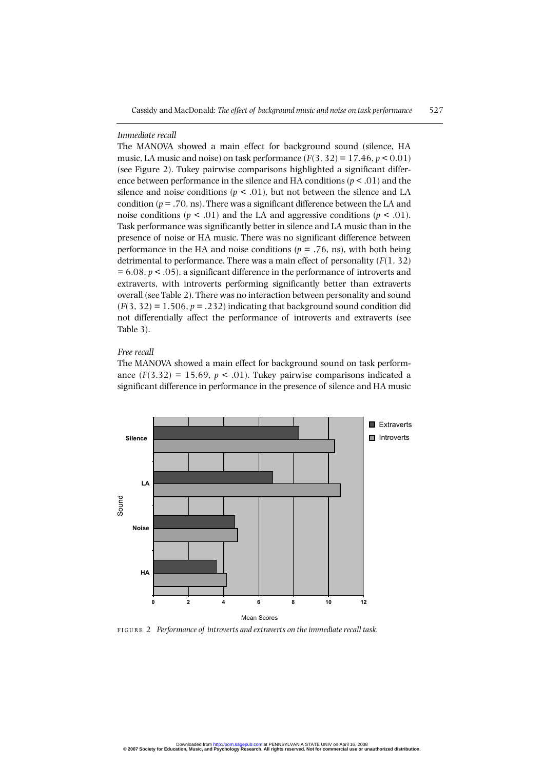*Immediate recall*

The MANOVA showed a main effect for background sound (silence, HA music, LA music and noise) on task performance ($F(3, 32) = 17.46$, $p < 0.01$) (see Figure 2). Tukey pairwise comparisons highlighted a significant difference between performance in the silence and HA conditions ($p < .01$) and the silence and noise conditions ($p < .01$), but not between the silence and LA condition ($p = .70$, ns). There was a significant difference between the LA and noise conditions ($p < .01$) and the LA and aggressive conditions ($p < .01$). Task performance was significantly better in silence and LA music than in the presence of noise or HA music. There was no significant difference between performance in the HA and noise conditions ($p = .76$, ns), with both being detrimental to performance. There was a main effect of personality ($F(1, 32) = 6.08$, $p < .05$), a significant difference in the performance of introverts and extraverts, with introverts performing significantly better than extraverts overall (see Table 2). There was no interaction between personality and sound ($F(3, 32) = 1.506$, $p = .232$) indicating that background sound condition did not differentially affect the performance of introverts and extraverts (see Table 3).

*Free recall*

The MANOVA showed a main effect for background sound on task performance ($F(3.32) = 15.69$, $p < .01$). Tukey pairwise comparisons indicated a significant difference in performance in the presence of silence and HA music

FIGURE 2 *Performance of introverts and extraverts on the immediate recall task.*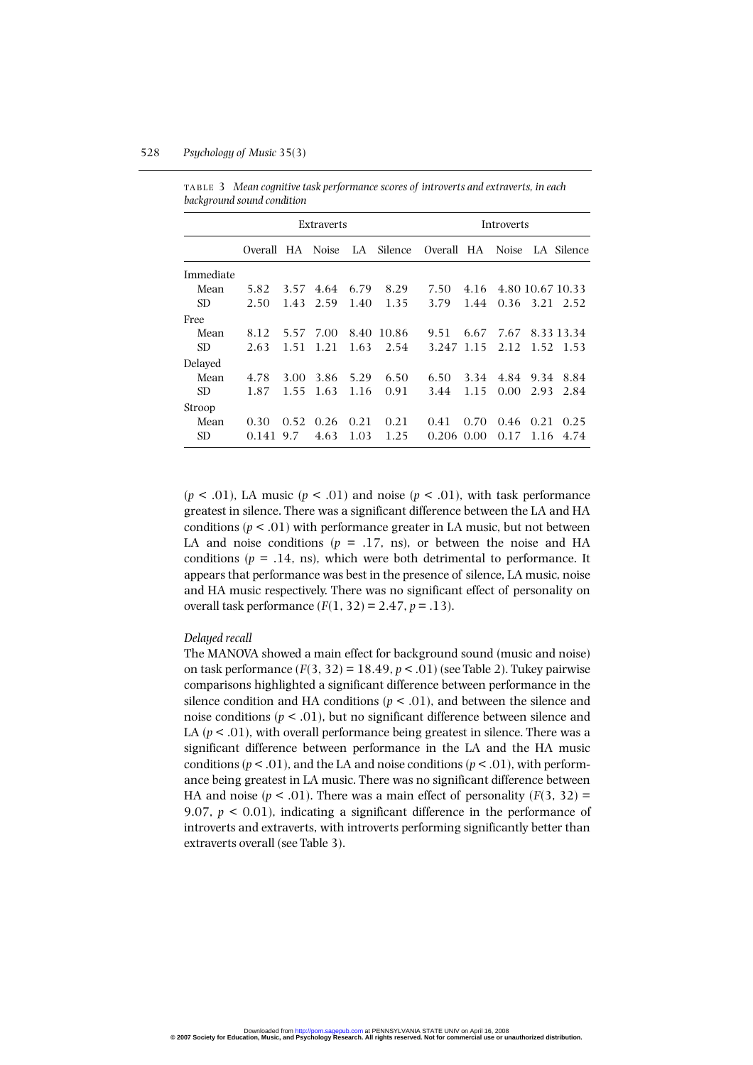TABLE 3 *Mean cognitive task performance scores of introverts and extraverts, in each background sound condition*

| | Extraverts | | | | | Introverts | | | | |
|---|---|---|---|---|---|---|---|---|---|---|
| | Overall | HA | Noise | LA | Silence | Overall | HA | Noise | LA | Silence |
| Immediate | | | | | | | | | | |
| Mean | 5.82 | 3.57 | 4.64 | 6.79 | 8.29 | 7.50 | 4.16 | 4.80 | 10.67 | 10.33 |
| SD | 2.50 | 1.43 | 2.59 | 1.40 | 1.35 | 3.79 | 1.44 | 0.36 | 3.21 | 2.52 |
| Free | | | | | | | | | | |
| Mean | 8.12 | 5.57 | 7.00 | 8.40 | 10.86 | 9.51 | 6.67 | 7.67 | 8.33 | 13.34 |
| SD | 2.63 | 1.51 | 1.21 | 1.63 | 2.54 | 3.247 | 1.15 | 2.12 | 1.52 | 1.53 |
| Delayed | | | | | | | | | | |
| Mean | 4.78 | 3.00 | 3.86 | 5.29 | 6.50 | 6.50 | 3.34 | 4.84 | 9.34 | 8.84 |
| SD | 1.87 | 1.55 | 1.63 | 1.16 | 0.91 | 3.44 | 1.15 | 0.00 | 2.93 | 2.84 |
| Stroop | | | | | | | | | | |
| Mean | 0.30 | 0.52 | 0.26 | 0.21 | 0.21 | 0.41 | 0.70 | 0.46 | 0.21 | 0.25 |
| SD | 0.141 | 9.7 | 4.63 | 1.03 | 1.25 | 0.206 | 0.00 | 0.17 | 1.16 | 4.74 |

($p < .01$), LA music ($p < .01$) and noise ($p < .01$), with task performance greatest in silence. There was a significant difference between the LA and HA conditions ($p < .01$) with performance greater in LA music, but not between LA and noise conditions ($p = .17$, ns), or between the noise and HA conditions ($p = .14$, ns), which were both detrimental to performance. It appears that performance was best in the presence of silence, LA music, noise and HA music respectively. There was no significant effect of personality on overall task performance ($F(1, 32) = 2.47$, $p = .13$).

*Delayed recall*

The MANOVA showed a main effect for background sound (music and noise) on task performance ($F(3, 32) = 18.49$, $p < .01$) (see Table 2). Tukey pairwise comparisons highlighted a significant difference between performance in the silence condition and HA conditions ($p < .01$), and between the silence and noise conditions ($p < .01$), but no significant difference between silence and LA ($p < .01$), with overall performance being greatest in silence. There was a significant difference between performance in the LA and the HA music conditions ($p < .01$), and the LA and noise conditions ($p < .01$), with performance being greatest in LA music. There was no significant difference between HA and noise ($p < .01$). There was a main effect of personality ($F(3, 32) = 9.07$, $p < 0.01$), indicating a significant difference in the performance of introverts and extraverts, with introverts performing significantly better than extraverts overall (see Table 3).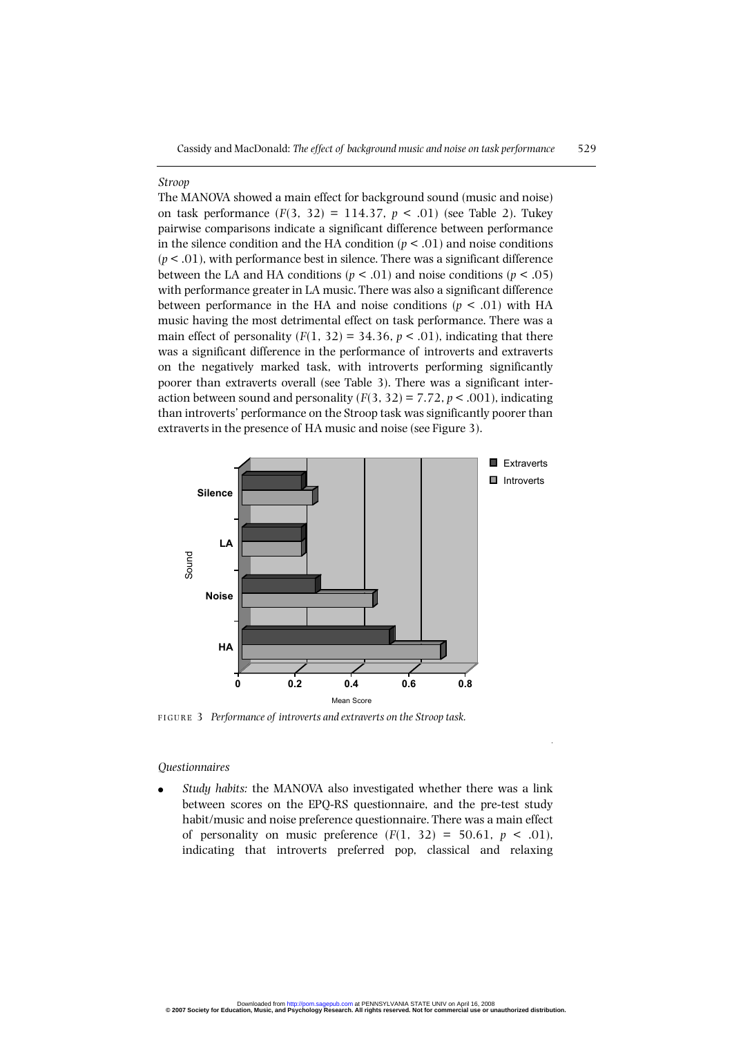*Stroop*

The MANOVA showed a main effect for background sound (music and noise) on task performance ($F(3, 32) = 114.37$, $p < .01$) (see Table 2). Tukey pairwise comparisons indicate a significant difference between performance in the silence condition and the HA condition ($p < .01$) and noise conditions ($p < .01$), with performance best in silence. There was a significant difference between the LA and HA conditions ($p < .01$) and noise conditions ($p < .05$) with performance greater in LA music. There was also a significant difference between performance in the HA and noise conditions ($p < .01$) with HA music having the most detrimental effect on task performance. There was a main effect of personality ($F(1, 32) = 34.36$, $p < .01$), indicating that there was a significant difference in the performance of introverts and extraverts on the negatively marked task, with introverts performing significantly poorer than extraverts overall (see Table 3). There was a significant interaction between sound and personality ($F(3, 32) = 7.72$, $p < .001$), indicating than introverts' performance on the Stroop task was significantly poorer than extraverts in the presence of HA music and noise (see Figure 3).

FIGURE 3 *Performance of introverts and extraverts on the Stroop task.*

*Questionnaires*

- *Study habits:* the MANOVA also investigated whether there was a link between scores on the EPQ-RS questionnaire, and the pre-test study habit/music and noise preference questionnaire. There was a main effect of personality on music preference ($F(1, 32) = 50.61$, $p < .01$), indicating that introverts preferred pop, classical and relaxing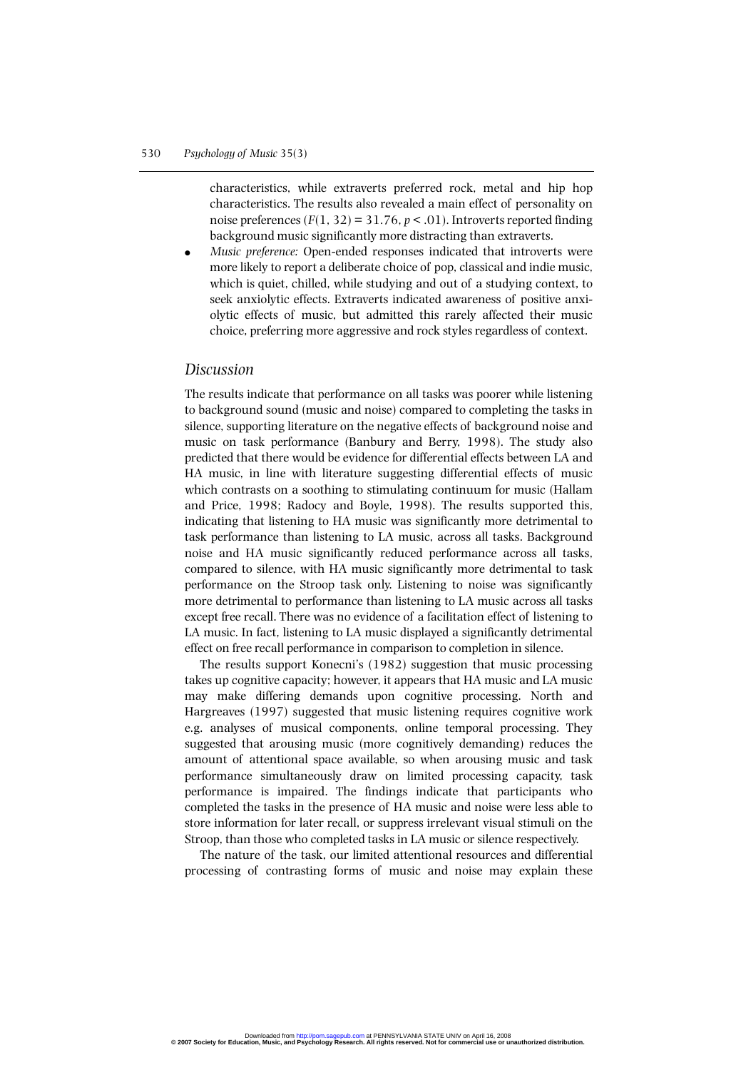characteristics, while extraverts preferred rock, metal and hip hop characteristics. The results also revealed a main effect of personality on noise preferences ($F(1, 32) = 31.76$, $p < .01$). Introverts reported finding background music significantly more distracting than extraverts.

- *Music preference:* Open-ended responses indicated that introverts were more likely to report a deliberate choice of pop, classical and indie music, which is quiet, chilled, while studying and out of a studying context, to seek anxiolytic effects. Extraverts indicated awareness of positive anxiolytic effects of music, but admitted this rarely affected their music choice, preferring more aggressive and rock styles regardless of context.

## *Discussion*

The results indicate that performance on all tasks was poorer while listening to background sound (music and noise) compared to completing the tasks in silence, supporting literature on the negative effects of background noise and music on task performance (Banbury and Berry, 1998). The study also predicted that there would be evidence for differential effects between LA and HA music, in line with literature suggesting differential effects of music which contrasts on a soothing to stimulating continuum for music (Hallam and Price, 1998; Radocy and Boyle, 1998). The results supported this, indicating that listening to HA music was significantly more detrimental to task performance than listening to LA music, across all tasks. Background noise and HA music significantly reduced performance across all tasks, compared to silence, with HA music significantly more detrimental to task performance on the Stroop task only. Listening to noise was significantly more detrimental to performance than listening to LA music across all tasks except free recall. There was no evidence of a facilitation effect of listening to LA music. In fact, listening to LA music displayed a significantly detrimental effect on free recall performance in comparison to completion in silence.

The results support Konecni's (1982) suggestion that music processing takes up cognitive capacity; however, it appears that HA music and LA music may make differing demands upon cognitive processing. North and Hargreaves (1997) suggested that music listening requires cognitive work e.g. analyses of musical components, online temporal processing. They suggested that arousing music (more cognitively demanding) reduces the amount of attentional space available, so when arousing music and task performance simultaneously draw on limited processing capacity, task performance is impaired. The findings indicate that participants who completed the tasks in the presence of HA music and noise were less able to store information for later recall, or suppress irrelevant visual stimuli on the Stroop, than those who completed tasks in LA music or silence respectively.

The nature of the task, our limited attentional resources and differential processing of contrasting forms of music and noise may explain these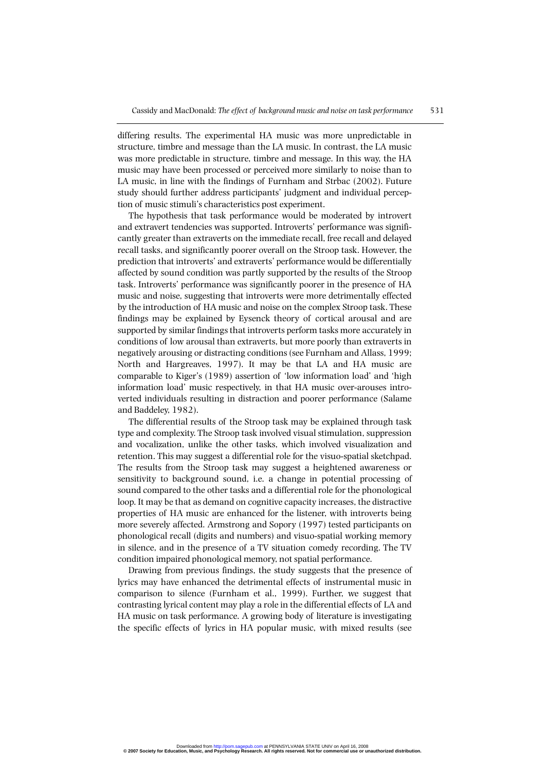differing results. The experimental HA music was more unpredictable in structure, timbre and message than the LA music. In contrast, the LA music was more predictable in structure, timbre and message. In this way, the HA music may have been processed or perceived more similarly to noise than to LA music, in line with the findings of Furnham and Strbac (2002). Future study should further address participants' judgment and individual perception of music stimuli's characteristics post experiment.

The hypothesis that task performance would be moderated by introvert and extravert tendencies was supported. Introverts' performance was significantly greater than extraverts on the immediate recall, free recall and delayed recall tasks, and significantly poorer overall on the Stroop task. However, the prediction that introverts' and extraverts' performance would be differentially affected by sound condition was partly supported by the results of the Stroop task. Introverts' performance was significantly poorer in the presence of HA music and noise, suggesting that introverts were more detrimentally effected by the introduction of HA music and noise on the complex Stroop task. These findings may be explained by Eysenck theory of cortical arousal and are supported by similar findings that introverts perform tasks more accurately in conditions of low arousal than extraverts, but more poorly than extraverts in negatively arousing or distracting conditions (see Furnham and Allass, 1999; North and Hargreaves, 1997). It may be that LA and HA music are comparable to Kiger's (1989) assertion of 'low information load' and 'high information load' music respectively, in that HA music over-arouses introverted individuals resulting in distraction and poorer performance (Salame and Baddeley, 1982).

The differential results of the Stroop task may be explained through task type and complexity. The Stroop task involved visual stimulation, suppression and vocalization, unlike the other tasks, which involved visualization and retention. This may suggest a differential role for the visuo-spatial sketchpad. The results from the Stroop task may suggest a heightened awareness or sensitivity to background sound, i.e. a change in potential processing of sound compared to the other tasks and a differential role for the phonological loop. It may be that as demand on cognitive capacity increases, the distractive properties of HA music are enhanced for the listener, with introverts being more severely affected. Armstrong and Sopory (1997) tested participants on phonological recall (digits and numbers) and visuo-spatial working memory in silence, and in the presence of a TV situation comedy recording. The TV condition impaired phonological memory, not spatial performance.

Drawing from previous findings, the study suggests that the presence of lyrics may have enhanced the detrimental effects of instrumental music in comparison to silence (Furnham et al., 1999). Further, we suggest that contrasting lyrical content may play a role in the differential effects of LA and HA music on task performance. A growing body of literature is investigating the specific effects of lyrics in HA popular music, with mixed results (see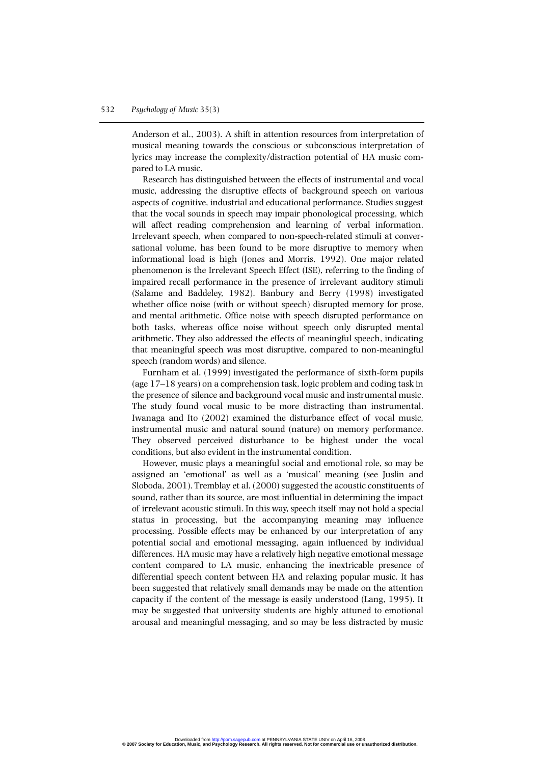Anderson et al., 2003). A shift in attention resources from interpretation of musical meaning towards the conscious or subconscious interpretation of lyrics may increase the complexity/distraction potential of HA music compared to LA music.

Research has distinguished between the effects of instrumental and vocal music, addressing the disruptive effects of background speech on various aspects of cognitive, industrial and educational performance. Studies suggest that the vocal sounds in speech may impair phonological processing, which will affect reading comprehension and learning of verbal information. Irrelevant speech, when compared to non-speech-related stimuli at conversational volume, has been found to be more disruptive to memory when informational load is high (Jones and Morris, 1992). One major related phenomenon is the Irrelevant Speech Effect (ISE), referring to the finding of impaired recall performance in the presence of irrelevant auditory stimuli (Salame and Baddeley, 1982). Banbury and Berry (1998) investigated whether office noise (with or without speech) disrupted memory for prose, and mental arithmetic. Office noise with speech disrupted performance on both tasks, whereas office noise without speech only disrupted mental arithmetic. They also addressed the effects of meaningful speech, indicating that meaningful speech was most disruptive, compared to non-meaningful speech (random words) and silence.

Furnham et al. (1999) investigated the performance of sixth-form pupils (age 17–18 years) on a comprehension task, logic problem and coding task in the presence of silence and background vocal music and instrumental music. The study found vocal music to be more distracting than instrumental. Iwanaga and Ito (2002) examined the disturbance effect of vocal music, instrumental music and natural sound (nature) on memory performance. They observed perceived disturbance to be highest under the vocal conditions, but also evident in the instrumental condition.

However, music plays a meaningful social and emotional role, so may be assigned an 'emotional' as well as a 'musical' meaning (see Juslin and Sloboda, 2001). Tremblay et al. (2000) suggested the acoustic constituents of sound, rather than its source, are most influential in determining the impact of irrelevant acoustic stimuli. In this way, speech itself may not hold a special status in processing, but the accompanying meaning may influence processing. Possible effects may be enhanced by our interpretation of any potential social and emotional messaging, again influenced by individual differences. HA music may have a relatively high negative emotional message content compared to LA music, enhancing the inextricable presence of differential speech content between HA and relaxing popular music. It has been suggested that relatively small demands may be made on the attention capacity if the content of the message is easily understood (Lang, 1995). It may be suggested that university students are highly attuned to emotional arousal and meaningful messaging, and so may be less distracted by music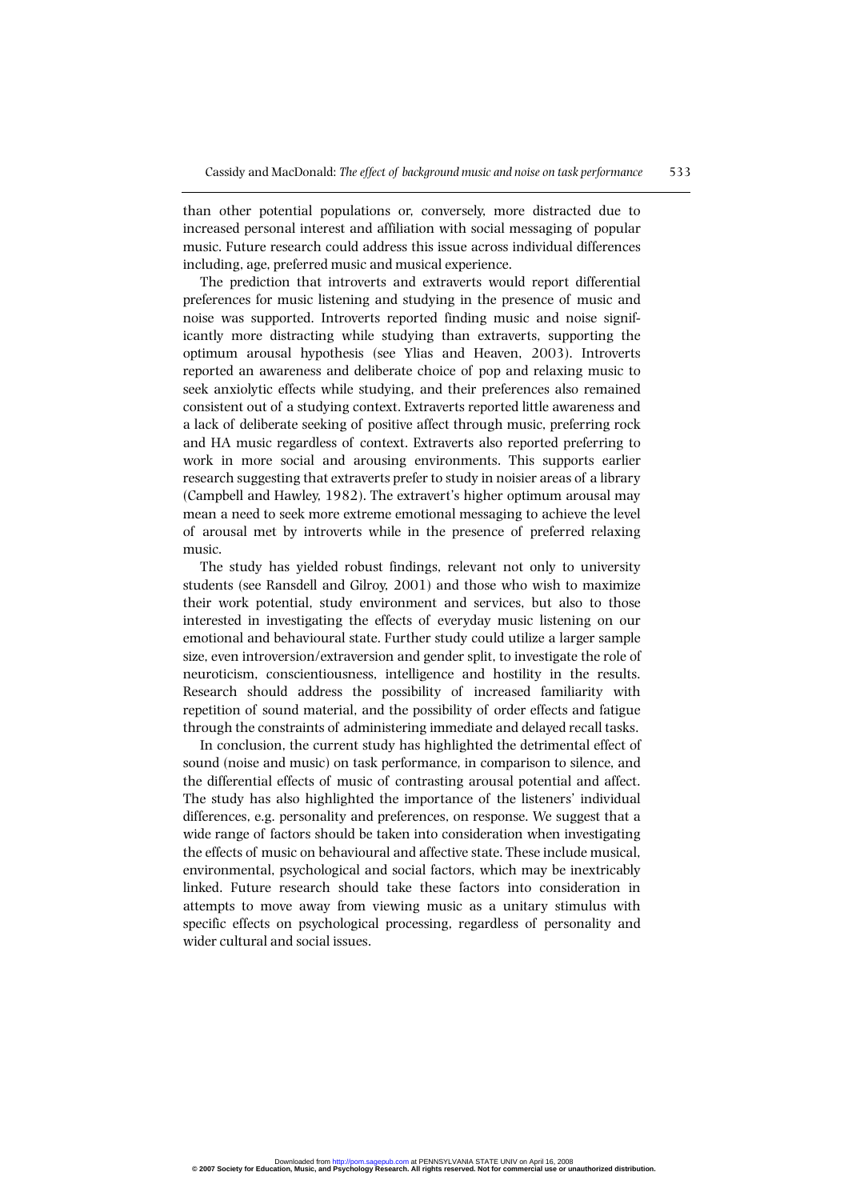than other potential populations or, conversely, more distracted due to increased personal interest and affiliation with social messaging of popular music. Future research could address this issue across individual differences including, age, preferred music and musical experience.

The prediction that introverts and extraverts would report differential preferences for music listening and studying in the presence of music and noise was supported. Introverts reported finding music and noise significantly more distracting while studying than extraverts, supporting the optimum arousal hypothesis (see Ylias and Heaven, 2003). Introverts reported an awareness and deliberate choice of pop and relaxing music to seek anxiolytic effects while studying, and their preferences also remained consistent out of a studying context. Extraverts reported little awareness and a lack of deliberate seeking of positive affect through music, preferring rock and HA music regardless of context. Extraverts also reported preferring to work in more social and arousing environments. This supports earlier research suggesting that extraverts prefer to study in noisier areas of a library (Campbell and Hawley, 1982). The extravert's higher optimum arousal may mean a need to seek more extreme emotional messaging to achieve the level of arousal met by introverts while in the presence of preferred relaxing music.

The study has yielded robust findings, relevant not only to university students (see Ransdell and Gilroy, 2001) and those who wish to maximize their work potential, study environment and services, but also to those interested in investigating the effects of everyday music listening on our emotional and behavioural state. Further study could utilize a larger sample size, even introversion/extraversion and gender split, to investigate the role of neuroticism, conscientiousness, intelligence and hostility in the results. Research should address the possibility of increased familiarity with repetition of sound material, and the possibility of order effects and fatigue through the constraints of administering immediate and delayed recall tasks.

In conclusion, the current study has highlighted the detrimental effect of sound (noise and music) on task performance, in comparison to silence, and the differential effects of music of contrasting arousal potential and affect. The study has also highlighted the importance of the listeners' individual differences, e.g. personality and preferences, on response. We suggest that a wide range of factors should be taken into consideration when investigating the effects of music on behavioural and affective state. These include musical, environmental, psychological and social factors, which may be inextricably linked. Future research should take these factors into consideration in attempts to move away from viewing music as a unitary stimulus with specific effects on psychological processing, regardless of personality and wider cultural and social issues.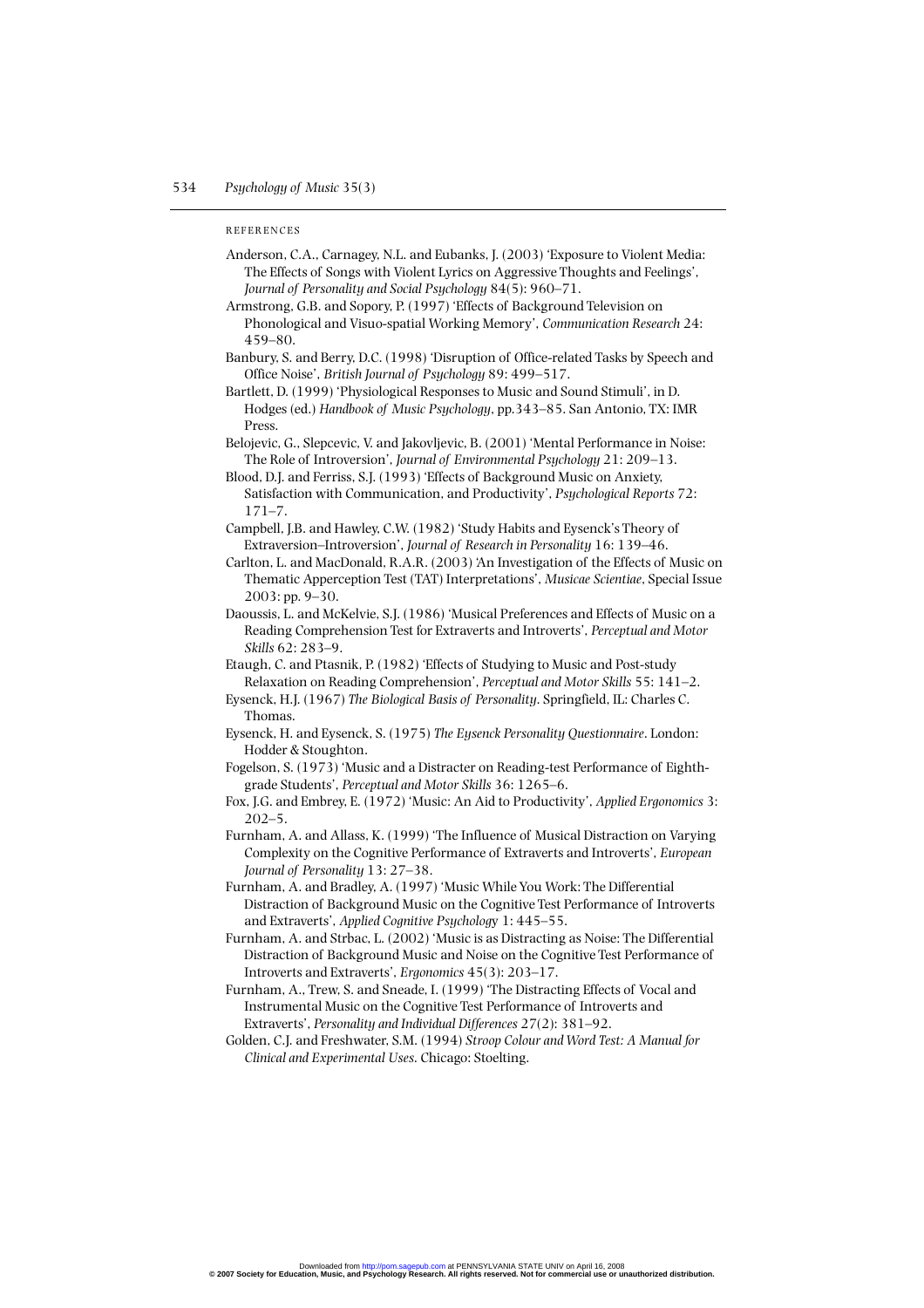REFERENCES

Anderson, C.A., Carnagey, N.L. and Eubanks, J. (2003) 'Exposure to Violent Media: The Effects of Songs with Violent Lyrics on Aggressive Thoughts and Feelings', *Journal of Personality and Social Psychology* 84(5): 960–71.

Armstrong, G.B. and Sopory, P. (1997) 'Effects of Background Television on Phonological and Visuo-spatial Working Memory', *Communication Research* 24: 459–80.

Banbury, S. and Berry, D.C. (1998) 'Disruption of Office-related Tasks by Speech and Office Noise', *British Journal of Psychology* 89: 499–517.

Bartlett, D. (1999) 'Physiological Responses to Music and Sound Stimuli', in D. Hodges (ed.) *Handbook of Music Psychology*, pp.343–85. San Antonio, TX: IMR Press.

Belojevic, G., Slepcevic, V. and Jakovljevic, B. (2001) 'Mental Performance in Noise: The Role of Introversion', *Journal of Environmental Psychology* 21: 209–13.

Blood, D.J. and Ferriss, S.J. (1993) 'Effects of Background Music on Anxiety, Satisfaction with Communication, and Productivity', *Psychological Reports* 72: 171–7.

Campbell, J.B. and Hawley, C.W. (1982) 'Study Habits and Eysenck's Theory of Extraversion–Introversion', *Journal of Research in Personality* 16: 139–46.

Carlton, L. and MacDonald, R.A.R. (2003) 'An Investigation of the Effects of Music on Thematic Apperception Test (TAT) Interpretations', *Musicae Scientiae*, Special Issue 2003: pp. 9–30.

Daoussis, L. and McKelvie, S.J. (1986) 'Musical Preferences and Effects of Music on a Reading Comprehension Test for Extraverts and Introverts', *Perceptual and Motor Skills* 62: 283–9.

Etaugh, C. and Ptasnik, P. (1982) 'Effects of Studying to Music and Post-study Relaxation on Reading Comprehension', *Perceptual and Motor Skills* 55: 141–2.

Eysenck, H.J. (1967) *The Biological Basis of Personality*. Springfield, IL: Charles C. Thomas.

Eysenck, H. and Eysenck, S. (1975) *The Eysenck Personality Questionnaire*. London: Hodder & Stoughton.

Fogelson, S. (1973) 'Music and a Distracter on Reading-test Performance of Eighth-grade Students', *Perceptual and Motor Skills* 36: 1265–6.

Fox, J.G. and Embrey, E. (1972) 'Music: An Aid to Productivity', *Applied Ergonomics* 3: 202–5.

Furnham, A. and Allass, K. (1999) 'The Influence of Musical Distraction on Varying Complexity on the Cognitive Performance of Extraverts and Introverts', *European Journal of Personality* 13: 27–38.

Furnham, A. and Bradley, A. (1997) 'Music While You Work: The Differential Distraction of Background Music on the Cognitive Test Performance of Introverts and Extraverts', *Applied Cognitive Psychology* 1: 445–55.

Furnham, A. and Strbac, L. (2002) 'Music is as Distracting as Noise: The Differential Distraction of Background Music and Noise on the Cognitive Test Performance of Introverts and Extraverts', *Ergonomics* 45(3): 203–17.

Furnham, A., Trew, S. and Sneade, I. (1999) 'The Distracting Effects of Vocal and Instrumental Music on the Cognitive Test Performance of Introverts and Extraverts', *Personality and Individual Differences* 27(2): 381–92.

Golden, C.J. and Freshwater, S.M. (1994) *Stroop Colour and Word Test: A Manual for Clinical and Experimental Uses*. Chicago: Stoelting.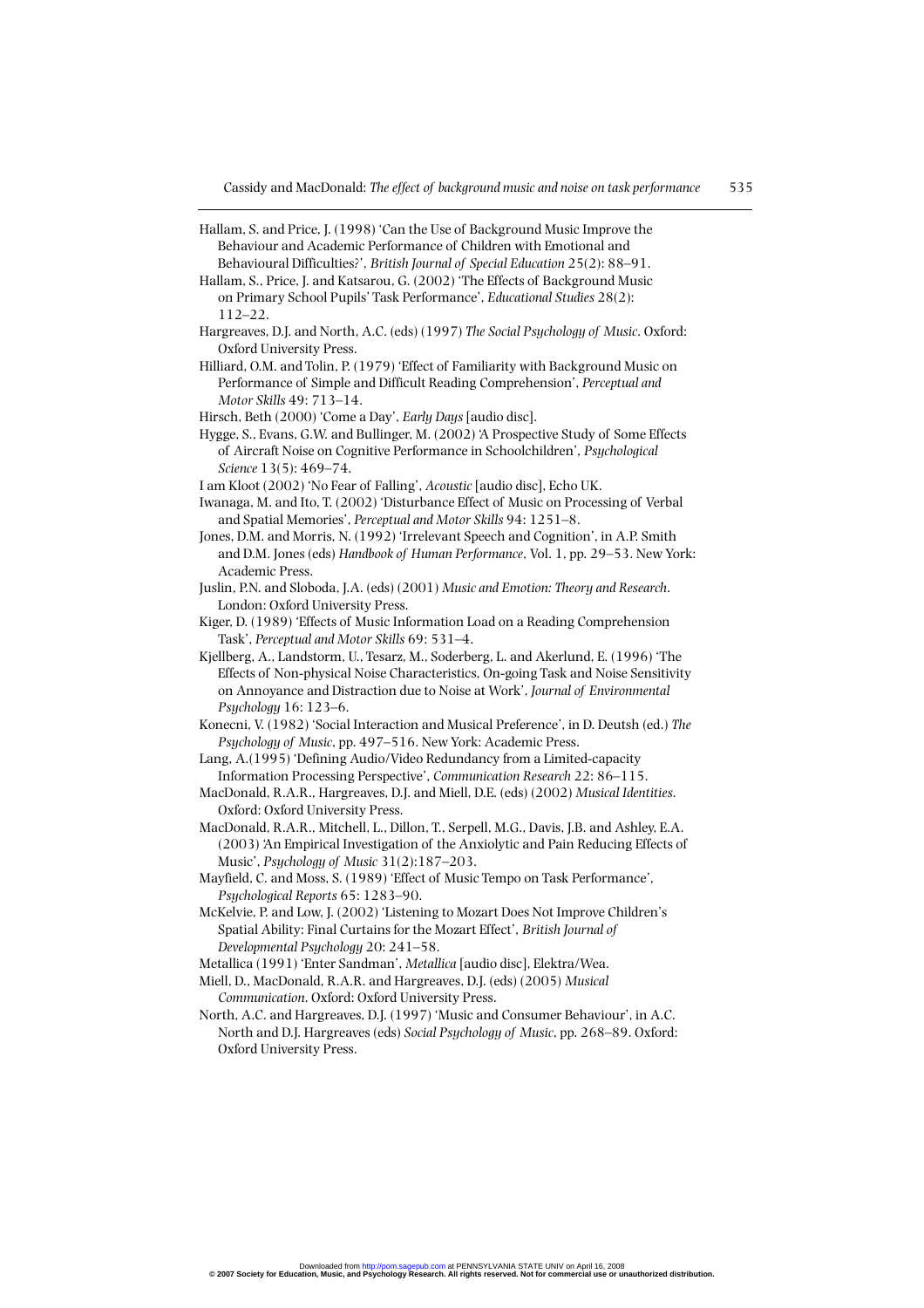Hallam, S. and Price, J. (1998) 'Can the Use of Background Music Improve the Behaviour and Academic Performance of Children with Emotional and Behavioural Difficulties?', *British Journal of Special Education* 25(2): 88–91.

Hallam, S., Price, J. and Katsarou, G. (2002) 'The Effects of Background Music on Primary School Pupils' Task Performance', *Educational Studies* 28(2): 112–22.

Hargreaves, D.J. and North, A.C. (eds) (1997) *The Social Psychology of Music*. Oxford: Oxford University Press.

Hilliard, O.M. and Tolin, P. (1979) 'Effect of Familiarity with Background Music on Performance of Simple and Difficult Reading Comprehension', *Perceptual and Motor Skills* 49: 713–14.

Hirsch, Beth (2000) 'Come a Day', *Early Days* [audio disc].

Hygge, S., Evans, G.W. and Bullinger, M. (2002) 'A Prospective Study of Some Effects of Aircraft Noise on Cognitive Performance in Schoolchildren', *Psychological Science* 13(5): 469–74.

I am Kloot (2002) 'No Fear of Falling', *Acoustic* [audio disc], Echo UK.

Iwanaga, M. and Ito, T. (2002) 'Disturbance Effect of Music on Processing of Verbal and Spatial Memories', *Perceptual and Motor Skills* 94: 1251–8.

Jones, D.M. and Morris, N. (1992) 'Irrelevant Speech and Cognition', in A.P. Smith and D.M. Jones (eds) *Handbook of Human Performance*, Vol. 1, pp. 29–53. New York: Academic Press.

Juslin, P.N. and Sloboda, J.A. (eds) (2001) *Music and Emotion: Theory and Research*. London: Oxford University Press.

Kiger, D. (1989) 'Effects of Music Information Load on a Reading Comprehension Task', *Perceptual and Motor Skills* 69: 531–4.

Kjellberg, A., Landstorm, U., Tesarz, M., Soderberg, L. and Akerlund, E. (1996) 'The Effects of Non-physical Noise Characteristics, On-going Task and Noise Sensitivity on Annoyance and Distraction due to Noise at Work', *Journal of Environmental Psychology* 16: 123–6.

Konecni, V. (1982) 'Social Interaction and Musical Preference', in D. Deutsh (ed.) *The Psychology of Music*, pp. 497–516. New York: Academic Press.

Lang, A.(1995) 'Defining Audio/Video Redundancy from a Limited-capacity Information Processing Perspective', *Communication Research* 22: 86–115.

MacDonald, R.A.R., Hargreaves, D.J. and Miell, D.E. (eds) (2002) *Musical Identities*. Oxford: Oxford University Press.

MacDonald, R.A.R., Mitchell, L., Dillon, T., Serpell, M.G., Davis, J.B. and Ashley, E.A. (2003) 'An Empirical Investigation of the Anxiolytic and Pain Reducing Effects of Music', *Psychology of Music* 31(2):187–203.

Mayfield, C. and Moss, S. (1989) 'Effect of Music Tempo on Task Performance', *Psychological Reports* 65: 1283–90.

McKelvie, P. and Low, J. (2002) 'Listening to Mozart Does Not Improve Children's Spatial Ability: Final Curtains for the Mozart Effect', *British Journal of Developmental Psychology* 20: 241–58.

Metallica (1991) 'Enter Sandman', *Metallica* [audio disc], Elektra/Wea.

Miell, D., MacDonald, R.A.R. and Hargreaves, D.J. (eds) (2005) *Musical Communication*. Oxford: Oxford University Press.

North, A.C. and Hargreaves, D.J. (1997) 'Music and Consumer Behaviour', in A.C. North and D.J. Hargreaves (eds) *Social Psychology of Music*, pp. 268–89. Oxford: Oxford University Press.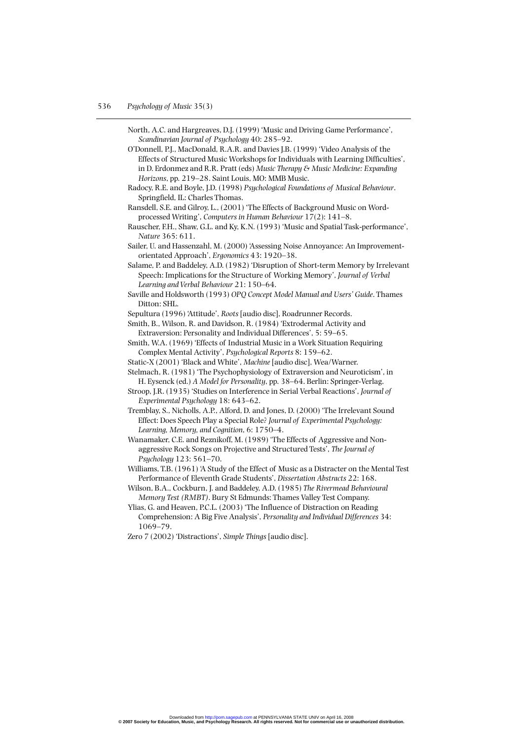North, A.C. and Hargreaves, D.J. (1999) 'Music and Driving Game Performance', *Scandinavian Journal of Psychology* 40: 285–92.

O'Donnell, P.J., MacDonald, R.A.R. and Davies J.B. (1999) 'Video Analysis of the Effects of Structured Music Workshops for Individuals with Learning Difficulties', in D. Erdonmez and R.R. Pratt (eds) *Music Therapy & Music Medicine: Expanding Horizons*, pp. 219–28. Saint Louis, MO: MMB Music.

Radocy, R.E. and Boyle, J.D. (1998) *Psychological Foundations of Musical Behaviour*. Springfield, IL: Charles Thomas.

Ransdell, S.E. and Gilroy, L., (2001) 'The Effects of Background Music on Word-processed Writing', *Computers in Human Behaviour* 17(2): 141–8.

Rauscher, F.H., Shaw, G.L. and Ky, K.N. (1993) 'Music and Spatial Task-performance', *Nature* 365: 611.

Sailer, U. and Hassenzahl, M. (2000) 'Assessing Noise Annoyance: An Improvement-orientated Approach', *Ergonomics* 43: 1920–38.

Salame, P. and Baddeley, A.D. (1982) 'Disruption of Short-term Memory by Irrelevant Speech: Implications for the Structure of Working Memory', *Journal of Verbal Learning and Verbal Behaviour* 21: 150–64.

Saville and Holdsworth (1993) *OPQ Concept Model Manual and Users' Guide*. Thames Ditton: SHL.

Sepultura (1996) 'Attitude', *Roots* [audio disc], Roadrunner Records.

Smith, B., Wilson, R. and Davidson, R. (1984) 'Extrodermal Activity and Extraversion: Personality and Individual Differences', 5: 59–65.

Smith, W.A. (1969) 'Effects of Industrial Music in a Work Situation Requiring Complex Mental Activity', *Psychological Reports* 8: 159–62.

Static-X (2001) 'Black and White', *Machine* [audio disc], Wea/Warner.

Stelmach, R. (1981) 'The Psychophysiology of Extraversion and Neuroticism', in H. Eysenck (ed.) *A Model for Personality*, pp. 38–64. Berlin: Springer-Verlag.

Stroop, J.R. (1935) 'Studies on Interference in Serial Verbal Reactions', *Journal of Experimental Psychology* 18: 643–62.

Tremblay, S., Nicholls, A.P., Alford, D. and Jones, D. (2000) 'The Irrelevant Sound Effect: Does Speech Play a Special Role? *Journal of Experimental Psychology: Learning, Memory, and Cognition*, 6: 1750–4.

Wanamaker, C.E. and Reznikoff, M. (1989) 'The Effects of Aggressive and Non-aggressive Rock Songs on Projective and Structured Tests', *The Journal of Psychology* 123: 561–70.

Williams, T.B. (1961) 'A Study of the Effect of Music as a Distracter on the Mental Test Performance of Eleventh Grade Students', *Dissertation Abstracts* 22: 168.

Wilson, B.A., Cockburn, J. and Baddeley, A.D. (1985) *The Rivermead Behavioural Memory Test (RMBT)*. Bury St Edmunds: Thames Valley Test Company.

Ylias, G. and Heaven, P.C.L. (2003) 'The Influence of Distraction on Reading Comprehension: A Big Five Analysis', *Personality and Individual Differences* 34: 1069–79.

Zero 7 (2002) 'Distractions', *Simple Things* [audio disc].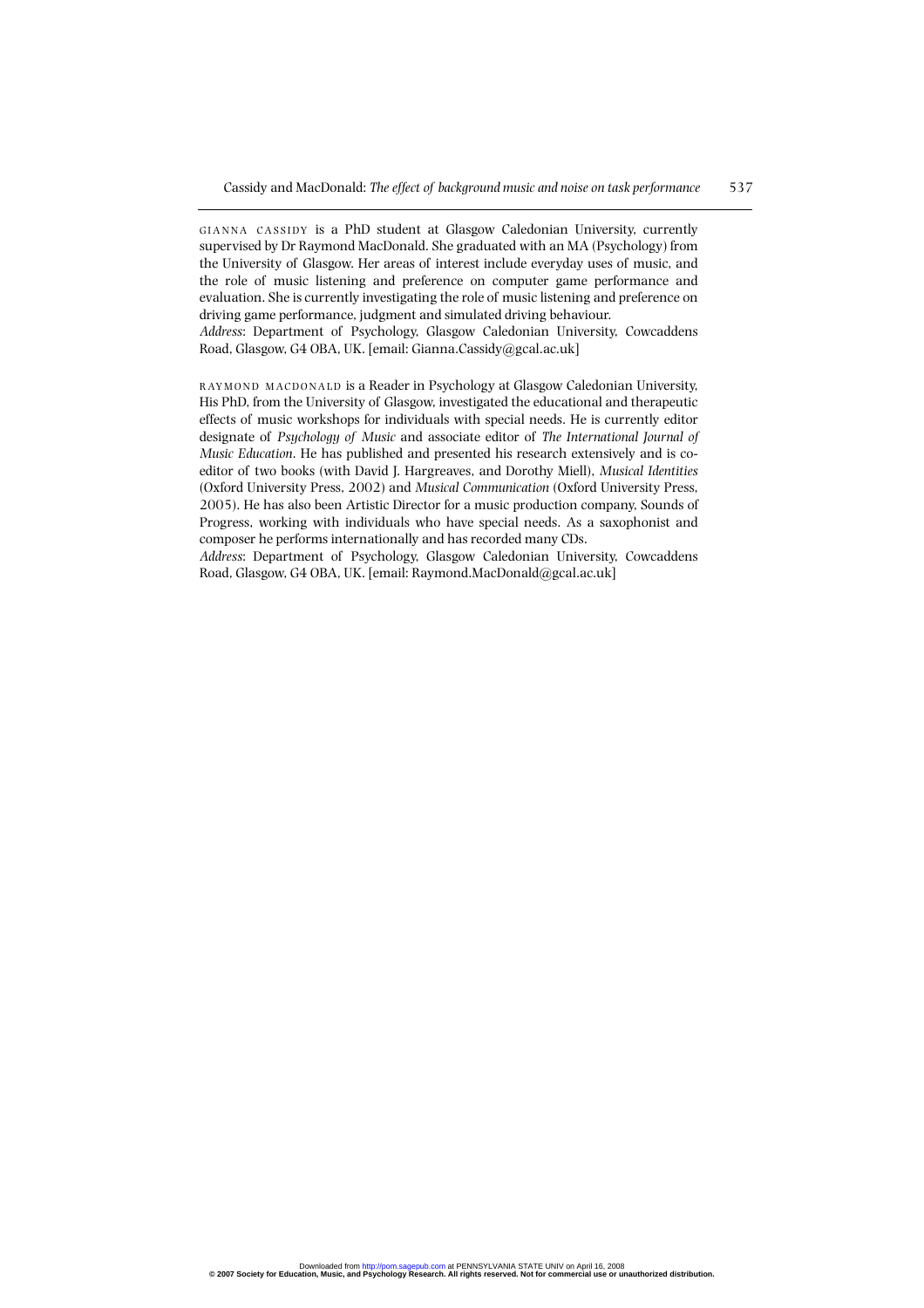GIANNA CASSIDY is a PhD student at Glasgow Caledonian University, currently supervised by Dr Raymond MacDonald. She graduated with an MA (Psychology) from the University of Glasgow. Her areas of interest include everyday uses of music, and the role of music listening and preference on computer game performance and evaluation. She is currently investigating the role of music listening and preference on driving game performance, judgment and simulated driving behaviour.
*Address*: Department of Psychology, Glasgow Caledonian University, Cowcaddens Road, Glasgow, G4 OBA, UK. [email: Gianna.Cassidy@gcal.ac.uk]

RAYMOND MACDONALD is a Reader in Psychology at Glasgow Caledonian University. His PhD, from the University of Glasgow, investigated the educational and therapeutic effects of music workshops for individuals with special needs. He is currently editor designate of *Psychology of Music* and associate editor of *The International Journal of Music Education*. He has published and presented his research extensively and is co-editor of two books (with David J. Hargreaves, and Dorothy Miell), *Musical Identities* (Oxford University Press, 2002) and *Musical Communication* (Oxford University Press, 2005). He has also been Artistic Director for a music production company, Sounds of Progress, working with individuals who have special needs. As a saxophonist and composer he performs internationally and has recorded many CDs.
*Address*: Department of Psychology, Glasgow Caledonian University, Cowcaddens Road, Glasgow, G4 OBA, UK. [email: Raymond.MacDonald@gcal.ac.uk]